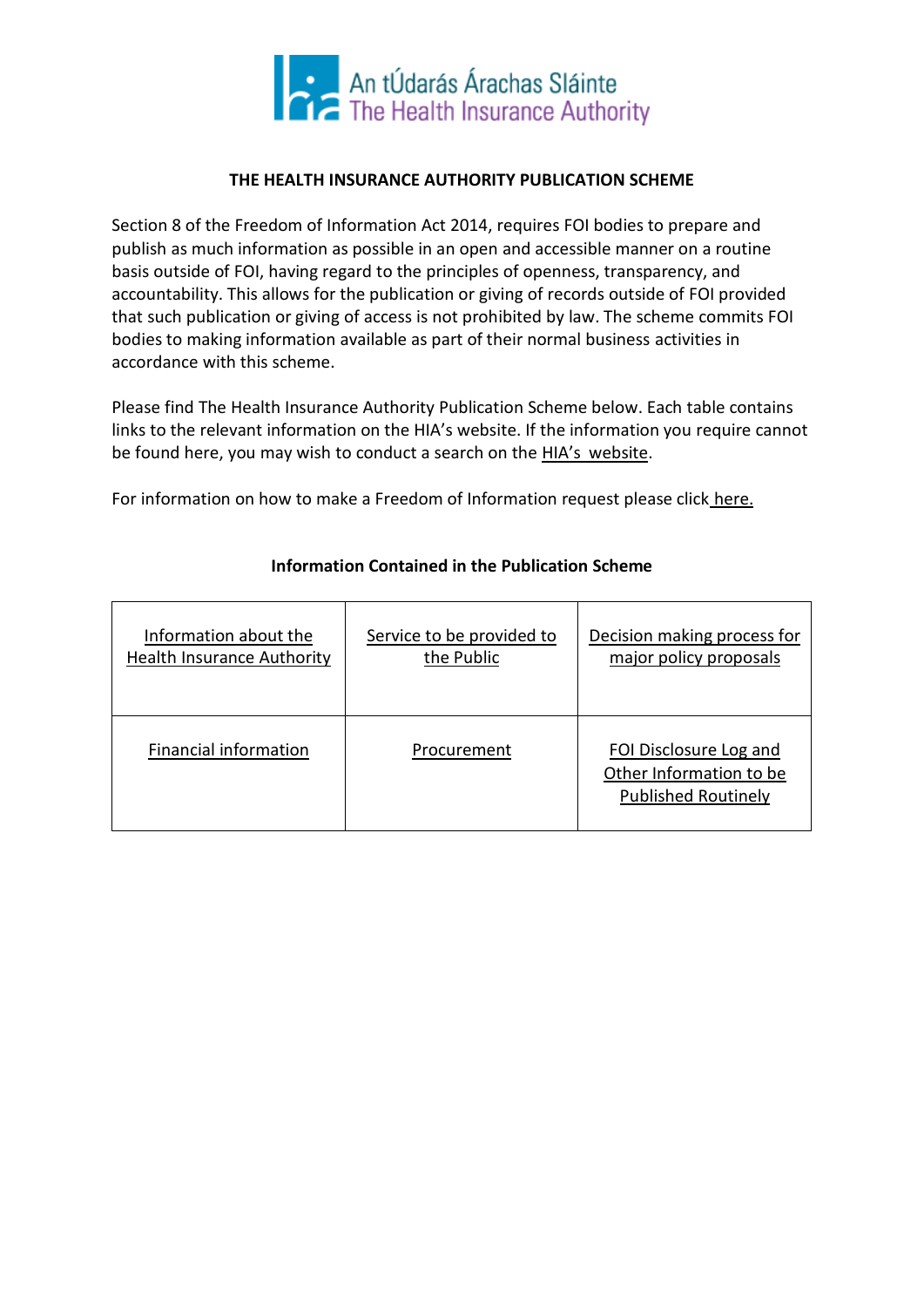An tÚdarás Árachas Sláinte
The Health Insurance Authority

**THE HEALTH INSURANCE AUTHORITY PUBLICATION SCHEME**

Section 8 of the Freedom of Information Act 2014, requires FOI bodies to prepare and publish as much information as possible in an open and accessible manner on a routine basis outside of FOI, having regard to the principles of openness, transparency, and accountability. This allows for the publication or giving of records outside of FOI provided that such publication or giving of access is not prohibited by law. The scheme commits FOI bodies to making information available as part of their normal business activities in accordance with this scheme.

Please find The Health Insurance Authority Publication Scheme below. Each table contains links to the relevant information on the HIA's website. If the information you require cannot be found here, you may wish to conduct a search on the HIA's website.

For information on how to make a Freedom of Information request please click here.

**Information Contained in the Publication Scheme**

| | | |
|---|---|---|
| Information about the Health Insurance Authority | Service to be provided to the Public | Decision making process for major policy proposals |
| Financial information | Procurement | FOI Disclosure Log and Other Information to be Published Routinely |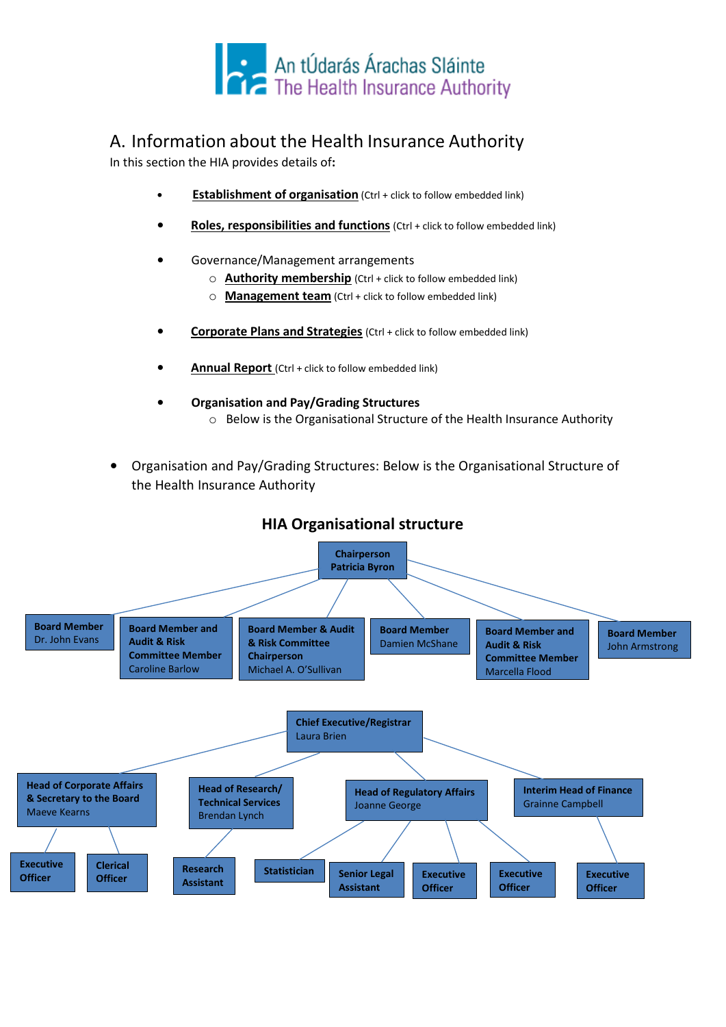An tÚdarás Árachas Sláinte
The Health Insurance Authority

# A. Information about the Health Insurance Authority

In this section the HIA provides details of:

- **Establishment of organisation** (Ctrl + click to follow embedded link)
- **Roles, responsibilities and functions** (Ctrl + click to follow embedded link)
- Governance/Management arrangements
  - **Authority membership** (Ctrl + click to follow embedded link)
  - **Management team** (Ctrl + click to follow embedded link)
- **Corporate Plans and Strategies** (Ctrl + click to follow embedded link)
- **Annual Report** (Ctrl + click to follow embedded link)
- **Organisation and Pay/Grading Structures**
  - Below is the Organisational Structure of the Health Insurance Authority

- Organisation and Pay/Grading Structures: Below is the Organisational Structure of the Health Insurance Authority

## HIA Organisational structure

**Chairperson**
Patricia Byron

**Board Member**
Dr. John Evans

**Board Member and Audit & Risk Committee Member**
Caroline Barlow

**Board Member & Audit & Risk Committee Chairperson**
Michael A. O'Sullivan

**Board Member**
Damien McShane

**Board Member and Audit & Risk Committee Member**
Marcella Flood

**Board Member**
John Armstrong

**Chief Executive/Registrar**
Laura Brien

**Head of Corporate Affairs & Secretary to the Board**
Maeve Kearns

**Executive Officer**

**Clerical Officer**

**Head of Research/ Technical Services**
Brendan Lynch

**Research Assistant**

**Head of Regulatory Affairs**
Joanne George

**Statistician**

**Senior Legal Assistant**

**Executive Officer**

**Executive Officer**

**Interim Head of Finance**
Grainne Campbell

**Executive Officer**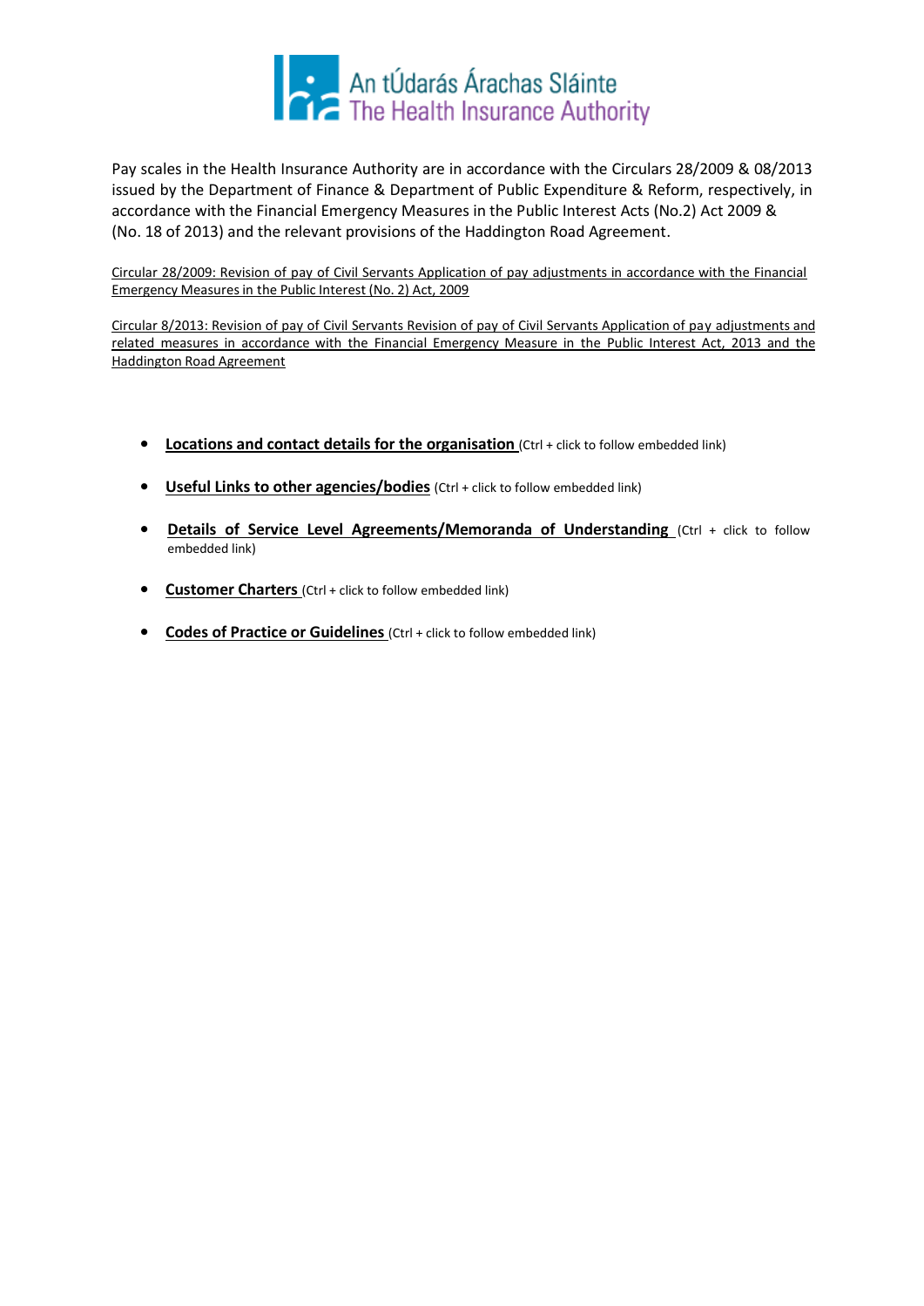Pay scales in the Health Insurance Authority are in accordance with the Circulars 28/2009 & 08/2013 issued by the Department of Finance & Department of Public Expenditure & Reform, respectively, in accordance with the Financial Emergency Measures in the Public Interest Acts (No.2) Act 2009 & (No. 18 of 2013) and the relevant provisions of the Haddington Road Agreement.

Circular 28/2009: Revision of pay of Civil Servants Application of pay adjustments in accordance with the Financial Emergency Measures in the Public Interest (No. 2) Act, 2009

Circular 8/2013: Revision of pay of Civil Servants Revision of pay of Civil Servants Application of pay adjustments and related measures in accordance with the Financial Emergency Measure in the Public Interest Act, 2013 and the Haddington Road Agreement

- **Locations and contact details for the organisation** (Ctrl + click to follow embedded link)
- **Useful Links to other agencies/bodies** (Ctrl + click to follow embedded link)
- **Details of Service Level Agreements/Memoranda of Understanding** (Ctrl + click to follow embedded link)
- **Customer Charters** (Ctrl + click to follow embedded link)
- **Codes of Practice or Guidelines** (Ctrl + click to follow embedded link)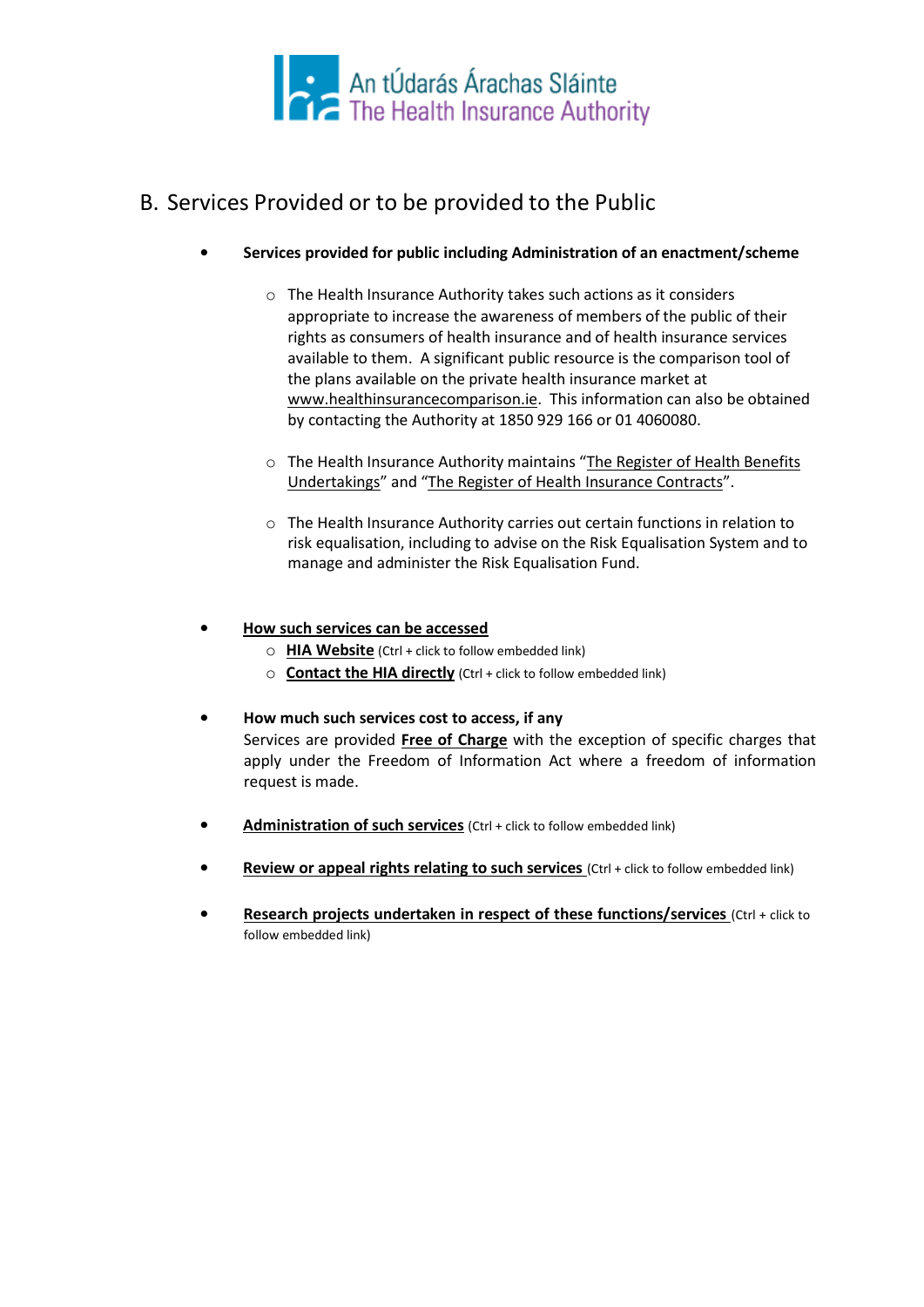An tÚdarás Árachas Sláinte
The Health Insurance Authority

## B. Services Provided or to be provided to the Public

- **Services provided for public including Administration of an enactment/scheme**

    - The Health Insurance Authority takes such actions as it considers appropriate to increase the awareness of members of the public of their rights as consumers of health insurance and of health insurance services available to them. A significant public resource is the comparison tool of the plans available on the private health insurance market at www.healthinsurancecomparison.ie. This information can also be obtained by contacting the Authority at 1850 929 166 or 01 4060080.

    - The Health Insurance Authority maintains "The Register of Health Benefits Undertakings" and "The Register of Health Insurance Contracts".

    - The Health Insurance Authority carries out certain functions in relation to risk equalisation, including to advise on the Risk Equalisation System and to manage and administer the Risk Equalisation Fund.

- **How such services can be accessed**
    - **HIA Website** (Ctrl + click to follow embedded link)
    - **Contact the HIA directly** (Ctrl + click to follow embedded link)

- **How much such services cost to access, if any**
  Services are provided **Free of Charge** with the exception of specific charges that apply under the Freedom of Information Act where a freedom of information request is made.

- **Administration of such services** (Ctrl + click to follow embedded link)

- **Review or appeal rights relating to such services** (Ctrl + click to follow embedded link)

- **Research projects undertaken in respect of these functions/services** (Ctrl + click to follow embedded link)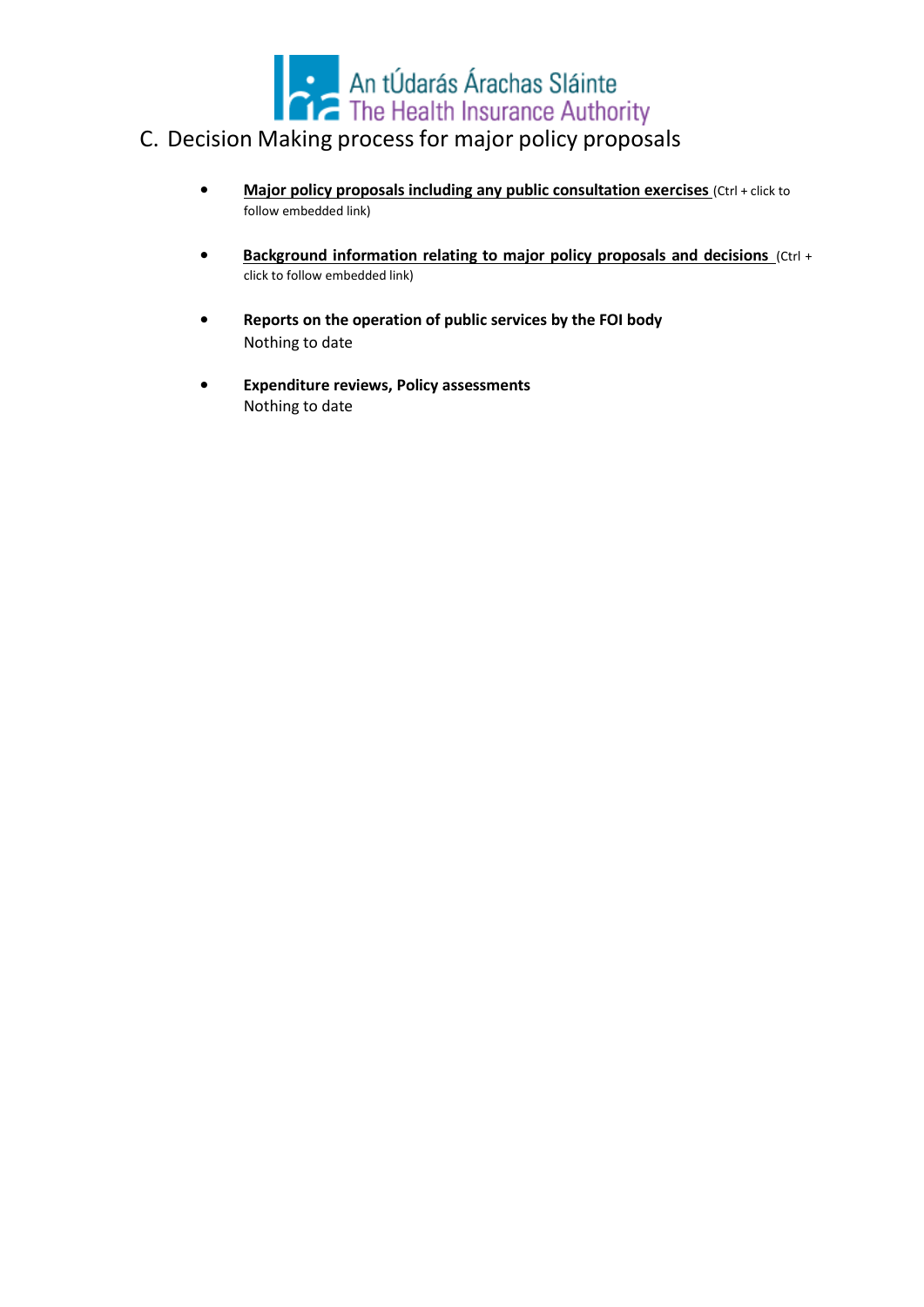## C. Decision Making process for major policy proposals

- **Major policy proposals including any public consultation exercises** (Ctrl + click to follow embedded link)

- **Background information relating to major policy proposals and decisions** (Ctrl + click to follow embedded link)

- **Reports on the operation of public services by the FOI body**
  Nothing to date

- **Expenditure reviews, Policy assessments**
  Nothing to date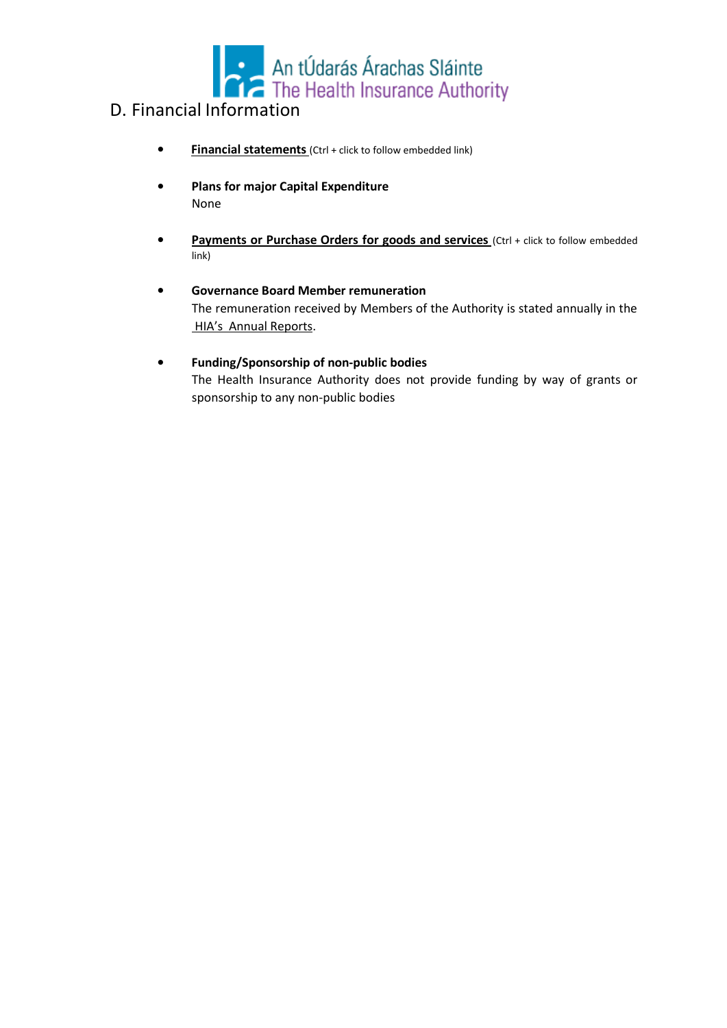An tÚdarás Árachas Sláinte
The Health Insurance Authority

# D. Financial Information

- **Financial statements** (Ctrl + click to follow embedded link)

- **Plans for major Capital Expenditure**
  None

- **Payments or Purchase Orders for goods and services** (Ctrl + click to follow embedded link)

- **Governance Board Member remuneration**
  The remuneration received by Members of the Authority is stated annually in the HIA's Annual Reports.

- **Funding/Sponsorship of non-public bodies**
  The Health Insurance Authority does not provide funding by way of grants or sponsorship to any non-public bodies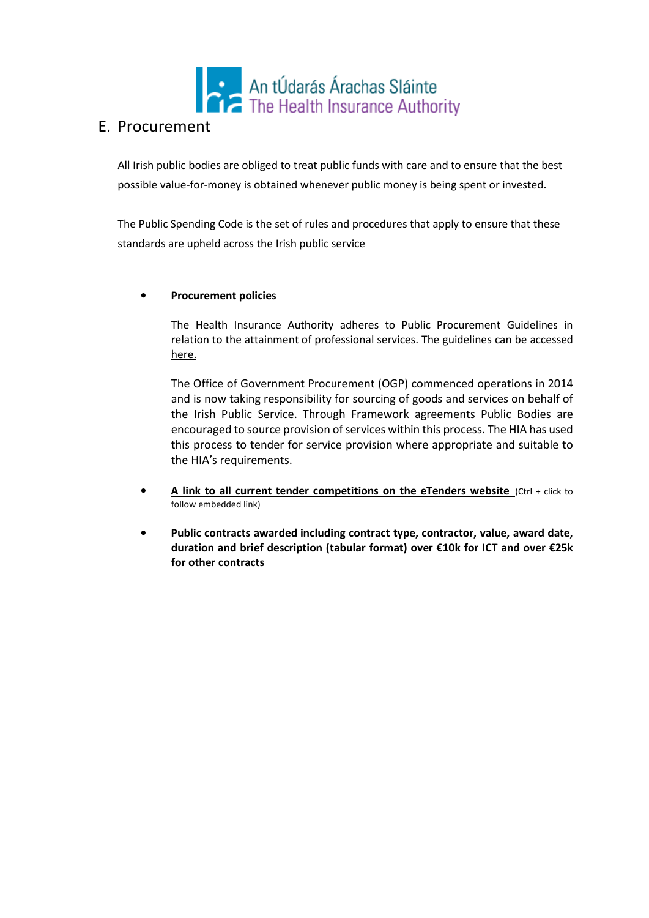# E. Procurement

All Irish public bodies are obliged to treat public funds with care and to ensure that the best possible value-for-money is obtained whenever public money is being spent or invested.

The Public Spending Code is the set of rules and procedures that apply to ensure that these standards are upheld across the Irish public service

- **Procurement policies**

  The Health Insurance Authority adheres to Public Procurement Guidelines in relation to the attainment of professional services. The guidelines can be accessed here.

  The Office of Government Procurement (OGP) commenced operations in 2014 and is now taking responsibility for sourcing of goods and services on behalf of the Irish Public Service. Through Framework agreements Public Bodies are encouraged to source provision of services within this process. The HIA has used this process to tender for service provision where appropriate and suitable to the HIA's requirements.

- **A link to all current tender competitions on the eTenders website** (Ctrl + click to follow embedded link)

- **Public contracts awarded including contract type, contractor, value, award date, duration and brief description (tabular format) over €10k for ICT and over €25k for other contracts**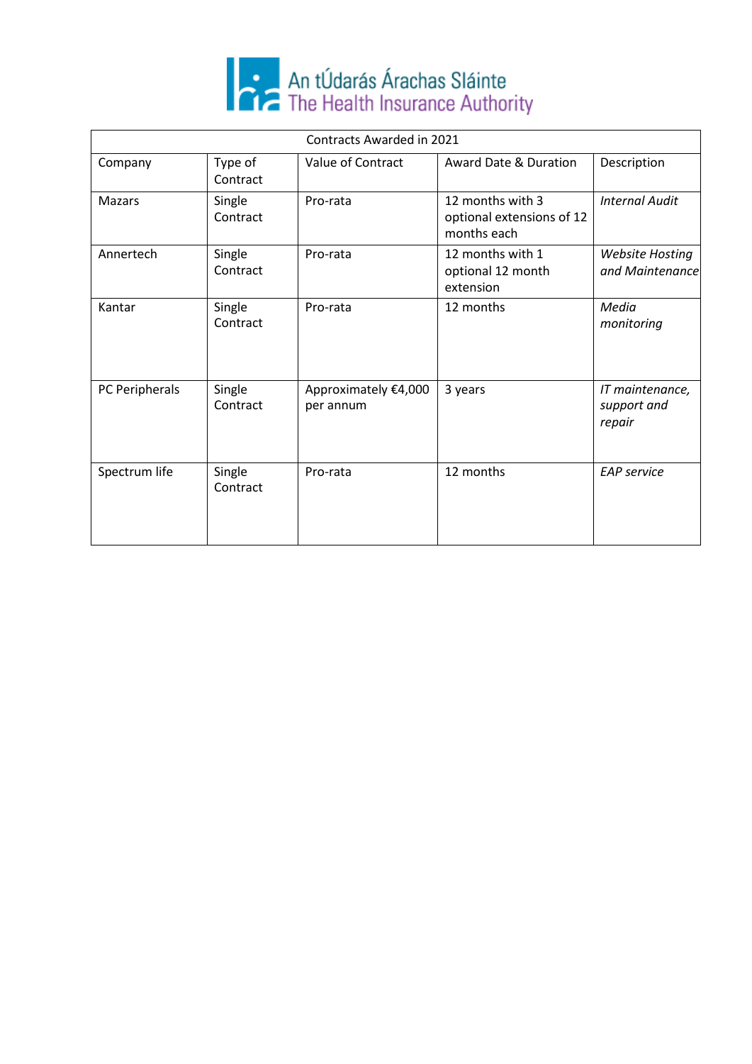An tÚdarás Árachas Sláinte
The Health Insurance Authority

| Contracts Awarded in 2021 | | | | |
|---|---|---|---|---|
| Company | Type of Contract | Value of Contract | Award Date & Duration | Description |
| Mazars | Single Contract | Pro-rata | 12 months with 3 optional extensions of 12 months each | *Internal Audit* |
| Annertech | Single Contract | Pro-rata | 12 months with 1 optional 12 month extension | *Website Hosting and Maintenance* |
| Kantar | Single Contract | Pro-rata | 12 months | *Media monitoring* |
| PC Peripherals | Single Contract | Approximately €4,000 per annum | 3 years | *IT maintenance, support and repair* |
| Spectrum life | Single Contract | Pro-rata | 12 months | *EAP service* |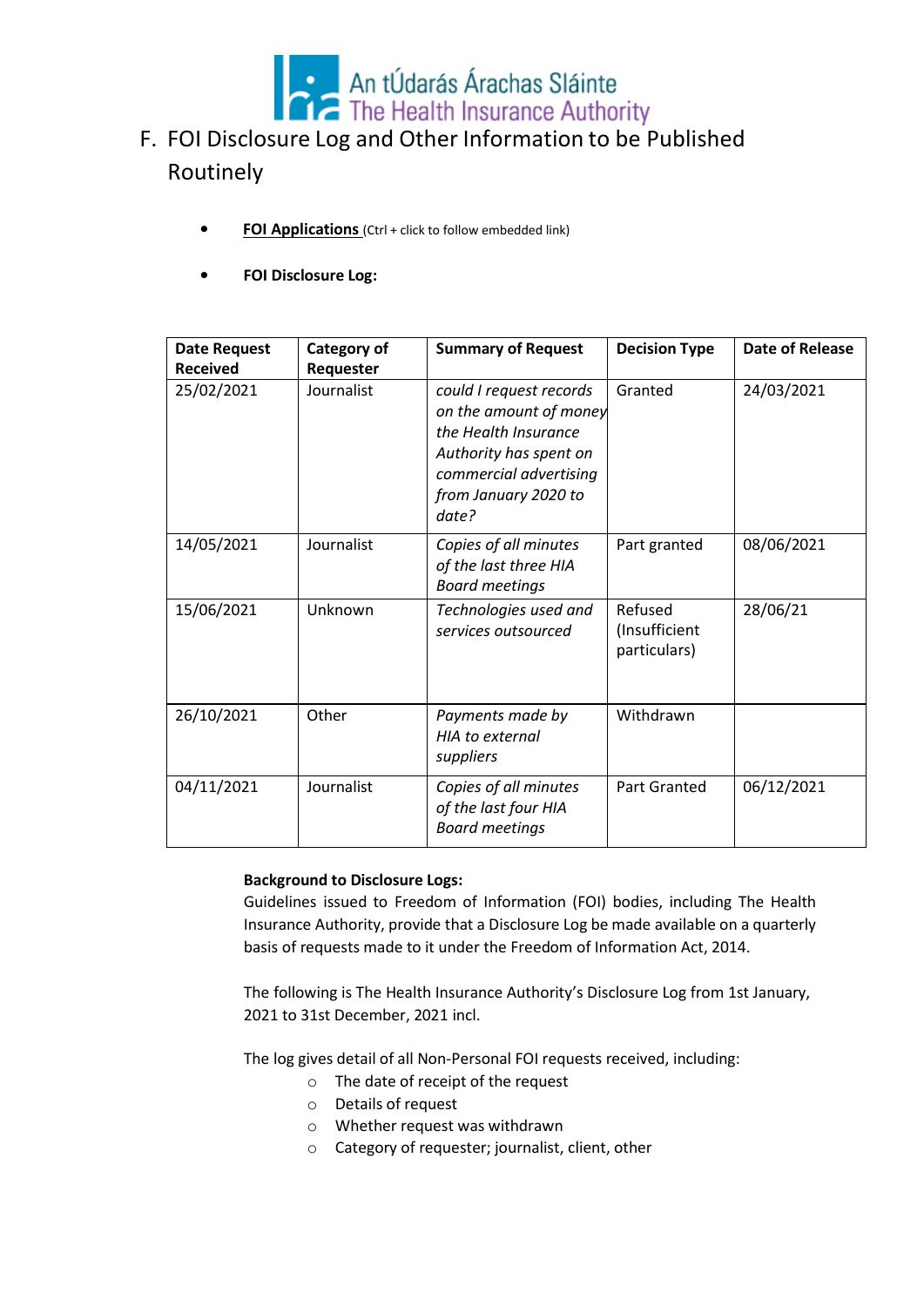An tÚdarás Árachas Sláinte
The Health Insurance Authority

# F. FOI Disclosure Log and Other Information to be Published Routinely

- **FOI Applications** (Ctrl + click to follow embedded link)
- **FOI Disclosure Log:**

| Date Request Received | Category of Requester | Summary of Request | Decision Type | Date of Release |
|---|---|---|---|---|
| 25/02/2021 | Journalist | *could I request records on the amount of money the Health Insurance Authority has spent on commercial advertising from January 2020 to date?* | Granted | 24/03/2021 |
| 14/05/2021 | Journalist | *Copies of all minutes of the last three HIA Board meetings* | Part granted | 08/06/2021 |
| 15/06/2021 | Unknown | *Technologies used and services outsourced* | Refused (Insufficient particulars) | 28/06/21 |
| 26/10/2021 | Other | *Payments made by HIA to external suppliers* | Withdrawn | |
| 04/11/2021 | Journalist | *Copies of all minutes of the last four HIA Board meetings* | Part Granted | 06/12/2021 |

**Background to Disclosure Logs:**

Guidelines issued to Freedom of Information (FOI) bodies, including The Health Insurance Authority, provide that a Disclosure Log be made available on a quarterly basis of requests made to it under the Freedom of Information Act, 2014.

The following is The Health Insurance Authority's Disclosure Log from 1st January, 2021 to 31st December, 2021 incl.

The log gives detail of all Non-Personal FOI requests received, including:

- The date of receipt of the request
- Details of request
- Whether request was withdrawn
- Category of requester; journalist, client, other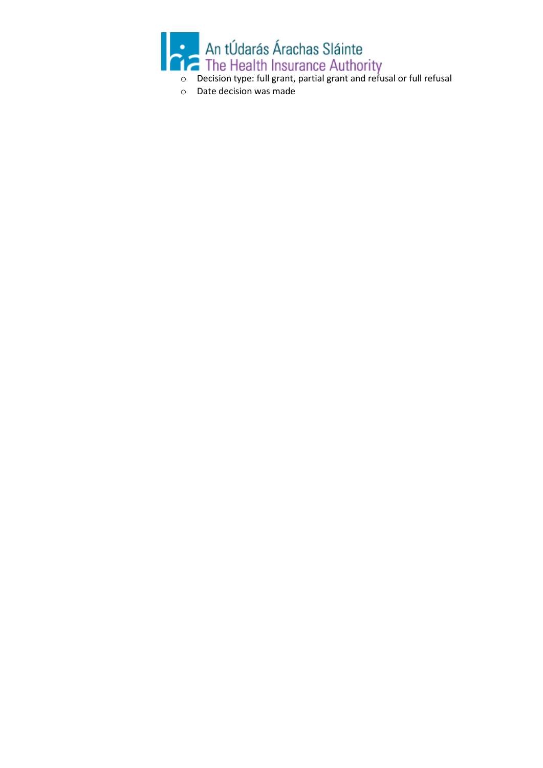- Decision type: full grant, partial grant and refusal or full refusal
- Date decision was made